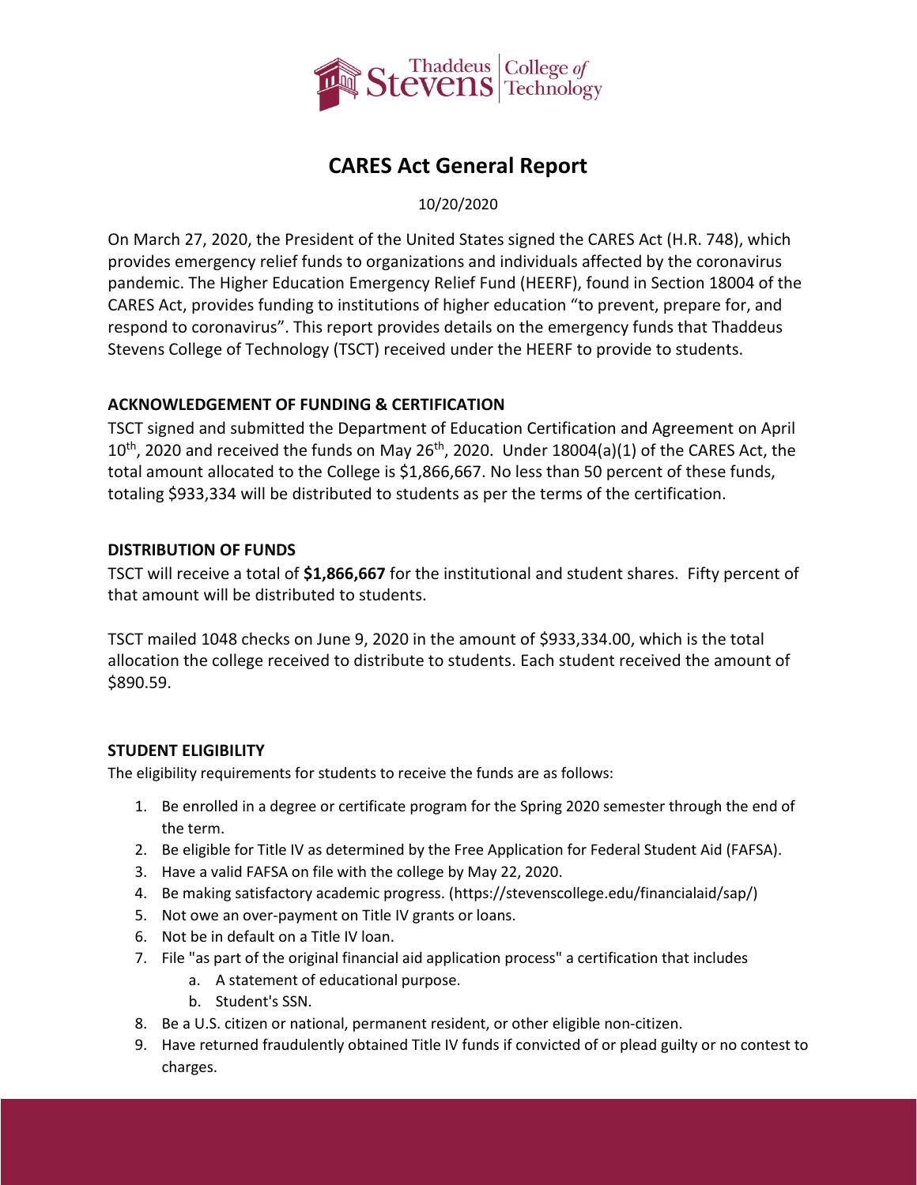# CARES Act General Report

10/20/2020

On March 27, 2020, the President of the United States signed the CARES Act (H.R. 748), which provides emergency relief funds to organizations and individuals affected by the coronavirus pandemic. The Higher Education Emergency Relief Fund (HEERF), found in Section 18004 of the CARES Act, provides funding to institutions of higher education "to prevent, prepare for, and respond to coronavirus". This report provides details on the emergency funds that Thaddeus Stevens College of Technology (TSCT) received under the HEERF to provide to students.

## ACKNOWLEDGEMENT OF FUNDING & CERTIFICATION

TSCT signed and submitted the Department of Education Certification and Agreement on April 10th, 2020 and received the funds on May 26th, 2020. Under 18004(a)(1) of the CARES Act, the total amount allocated to the College is $1,866,667. No less than 50 percent of these funds, totaling $933,334 will be distributed to students as per the terms of the certification.

## DISTRIBUTION OF FUNDS

TSCT will receive a total of **$1,866,667** for the institutional and student shares. Fifty percent of that amount will be distributed to students.

TSCT mailed 1048 checks on June 9, 2020 in the amount of $933,334.00, which is the total allocation the college received to distribute to students. Each student received the amount of $890.59.

## STUDENT ELIGIBILITY

The eligibility requirements for students to receive the funds are as follows:

1. Be enrolled in a degree or certificate program for the Spring 2020 semester through the end of the term.
2. Be eligible for Title IV as determined by the Free Application for Federal Student Aid (FAFSA).
3. Have a valid FAFSA on file with the college by May 22, 2020.
4. Be making satisfactory academic progress. (https://stevenscollege.edu/financialaid/sap/)
5. Not owe an over-payment on Title IV grants or loans.
6. Not be in default on a Title IV loan.
7. File "as part of the original financial aid application process" a certification that includes
   a. A statement of educational purpose.
   b. Student's SSN.
8. Be a U.S. citizen or national, permanent resident, or other eligible non-citizen.
9. Have returned fraudulently obtained Title IV funds if convicted of or plead guilty or no contest to charges.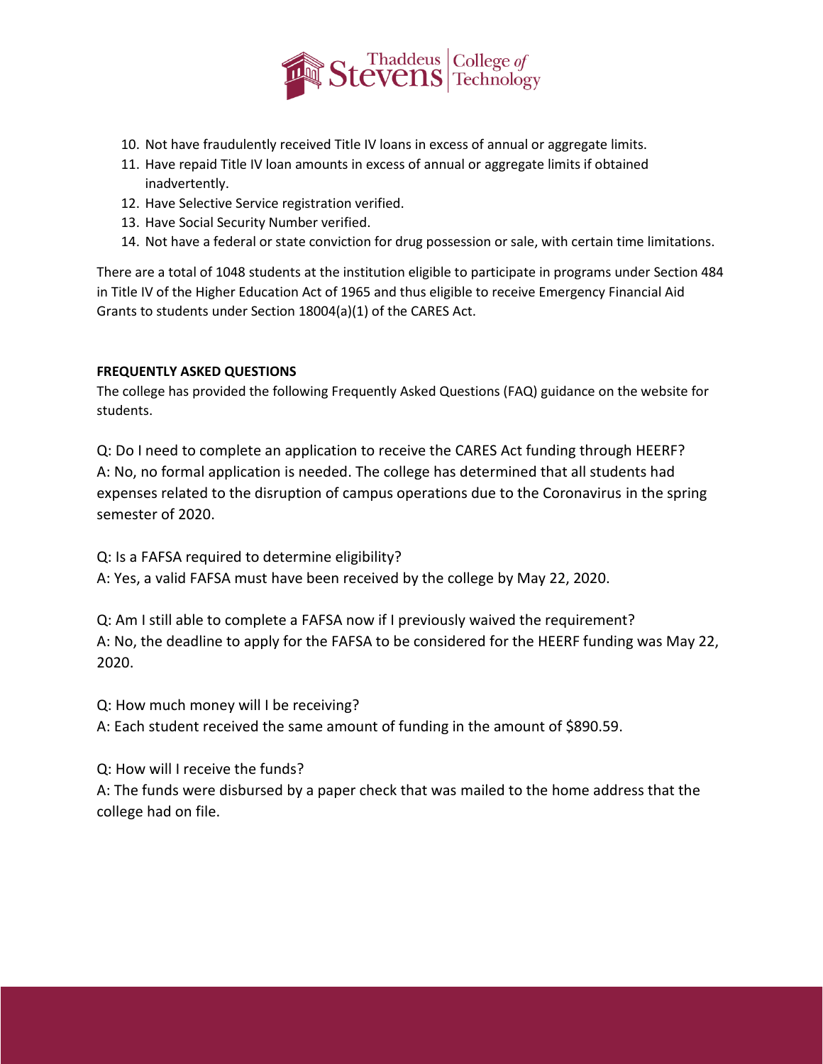10. Not have fraudulently received Title IV loans in excess of annual or aggregate limits.
11. Have repaid Title IV loan amounts in excess of annual or aggregate limits if obtained inadvertently.
12. Have Selective Service registration verified.
13. Have Social Security Number verified.
14. Not have a federal or state conviction for drug possession or sale, with certain time limitations.

There are a total of 1048 students at the institution eligible to participate in programs under Section 484 in Title IV of the Higher Education Act of 1965 and thus eligible to receive Emergency Financial Aid Grants to students under Section 18004(a)(1) of the CARES Act.

**FREQUENTLY ASKED QUESTIONS**

The college has provided the following Frequently Asked Questions (FAQ) guidance on the website for students.

Q: Do I need to complete an application to receive the CARES Act funding through HEERF?
A: No, no formal application is needed. The college has determined that all students had expenses related to the disruption of campus operations due to the Coronavirus in the spring semester of 2020.

Q: Is a FAFSA required to determine eligibility?
A: Yes, a valid FAFSA must have been received by the college by May 22, 2020.

Q: Am I still able to complete a FAFSA now if I previously waived the requirement?
A: No, the deadline to apply for the FAFSA to be considered for the HEERF funding was May 22, 2020.

Q: How much money will I be receiving?
A: Each student received the same amount of funding in the amount of $890.59.

Q: How will I receive the funds?
A: The funds were disbursed by a paper check that was mailed to the home address that the college had on file.